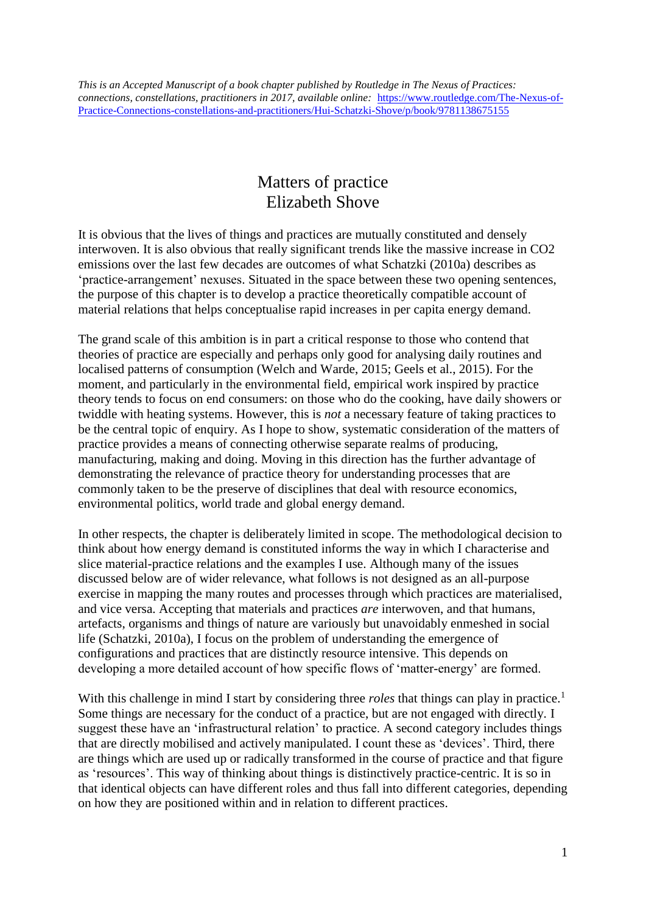*This is an Accepted Manuscript of a book chapter published by Routledge in The Nexus of Practices: connections, constellations, practitioners in 2017, available online:* [https://www.routledge.com/The-Nexus-of-Practice-Connections-constellations-and-practitioners/Hui-Schatzki-Shove/p/book/9781138675155](https://www.routledge.com/The-Nexus-of-Practice-Connections-constellations-and-practitioners/Hui-Schatzki-Shove/p/book/9781138675155)

# Matters of practice

Elizabeth Shove

It is obvious that the lives of things and practices are mutually constituted and densely interwoven. It is also obvious that really significant trends like the massive increase in $CO_2$ emissions over the last few decades are outcomes of what Schatzki (2010a) describes as 'practice-arrangement' nexuses. Situated in the space between these two opening sentences, the purpose of this chapter is to develop a practice theoretically compatible account of material relations that helps conceptualise rapid increases in per capita energy demand.

The grand scale of this ambition is in part a critical response to those who contend that theories of practice are especially and perhaps only good for analysing daily routines and localised patterns of consumption (Welch and Warde, 2015; Geels et al., 2015). For the moment, and particularly in the environmental field, empirical work inspired by practice theory tends to focus on end consumers: on those who do the cooking, have daily showers or twiddle with heating systems. However, this is *not* a necessary feature of taking practices to be the central topic of enquiry. As I hope to show, systematic consideration of the matters of practice provides a means of connecting otherwise separate realms of producing, manufacturing, making and doing. Moving in this direction has the further advantage of demonstrating the relevance of practice theory for understanding processes that are commonly taken to be the preserve of disciplines that deal with resource economics, environmental politics, world trade and global energy demand.

In other respects, the chapter is deliberately limited in scope. The methodological decision to think about how energy demand is constituted informs the way in which I characterise and slice material-practice relations and the examples I use. Although many of the issues discussed below are of wider relevance, what follows is not designed as an all-purpose exercise in mapping the many routes and processes through which practices are materialised, and vice versa. Accepting that materials and practices *are* interwoven, and that humans, artefacts, organisms and things of nature are variously but unavoidably enmeshed in social life (Schatzki, 2010a), I focus on the problem of understanding the emergence of configurations and practices that are distinctly resource intensive. This depends on developing a more detailed account of how specific flows of 'matter-energy' are formed.

With this challenge in mind I start by considering three *roles* that things can play in practice.[1] Some things are necessary for the conduct of a practice, but are not engaged with directly. I suggest these have an 'infrastructural relation' to practice. A second category includes things that are directly mobilised and actively manipulated. I count these as 'devices'. Third, there are things which are used up or radically transformed in the course of practice and that figure as 'resources'. This way of thinking about things is distinctively practice-centric. It is so in that identical objects can have different roles and thus fall into different categories, depending on how they are positioned within and in relation to different practices.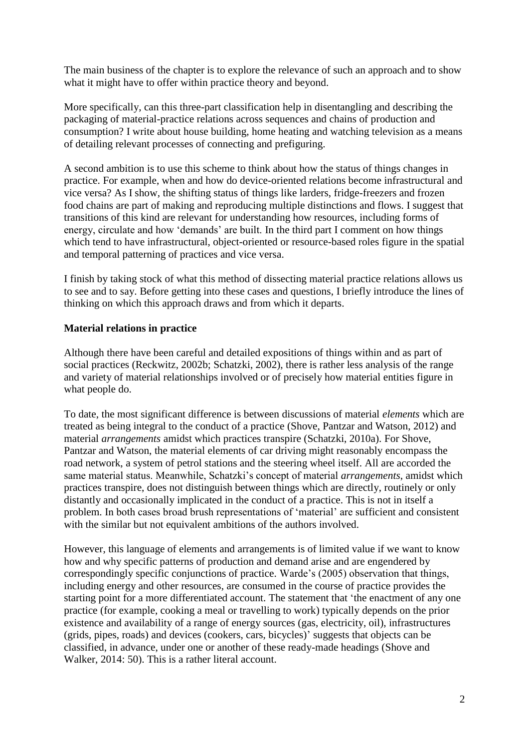The main business of the chapter is to explore the relevance of such an approach and to show what it might have to offer within practice theory and beyond.

More specifically, can this three-part classification help in disentangling and describing the packaging of material-practice relations across sequences and chains of production and consumption? I write about house building, home heating and watching television as a means of detailing relevant processes of connecting and prefiguring.

A second ambition is to use this scheme to think about how the status of things changes in practice. For example, when and how do device-oriented relations become infrastructural and vice versa? As I show, the shifting status of things like larders, fridge-freezers and frozen food chains are part of making and reproducing multiple distinctions and flows. I suggest that transitions of this kind are relevant for understanding how resources, including forms of energy, circulate and how 'demands' are built. In the third part I comment on how things which tend to have infrastructural, object-oriented or resource-based roles figure in the spatial and temporal patterning of practices and vice versa.

I finish by taking stock of what this method of dissecting material practice relations allows us to see and to say. Before getting into these cases and questions, I briefly introduce the lines of thinking on which this approach draws and from which it departs.

**Material relations in practice**

Although there have been careful and detailed expositions of things within and as part of social practices (Reckwitz, 2002b; Schatzki, 2002), there is rather less analysis of the range and variety of material relationships involved or of precisely how material entities figure in what people do.

To date, the most significant difference is between discussions of material *elements* which are treated as being integral to the conduct of a practice (Shove, Pantzar and Watson, 2012) and material *arrangements* amidst which practices transpire (Schatzki, 2010a). For Shove, Pantzar and Watson, the material elements of car driving might reasonably encompass the road network, a system of petrol stations and the steering wheel itself. All are accorded the same material status. Meanwhile, Schatzki's concept of material *arrangements*, amidst which practices transpire, does not distinguish between things which are directly, routinely or only distantly and occasionally implicated in the conduct of a practice. This is not in itself a problem. In both cases broad brush representations of 'material' are sufficient and consistent with the similar but not equivalent ambitions of the authors involved.

However, this language of elements and arrangements is of limited value if we want to know how and why specific patterns of production and demand arise and are engendered by correspondingly specific conjunctions of practice. Warde's (2005) observation that things, including energy and other resources, are consumed in the course of practice provides the starting point for a more differentiated account. The statement that 'the enactment of any one practice (for example, cooking a meal or travelling to work) typically depends on the prior existence and availability of a range of energy sources (gas, electricity, oil), infrastructures (grids, pipes, roads) and devices (cookers, cars, bicycles)' suggests that objects can be classified, in advance, under one or another of these ready-made headings (Shove and Walker, 2014: 50). This is a rather literal account.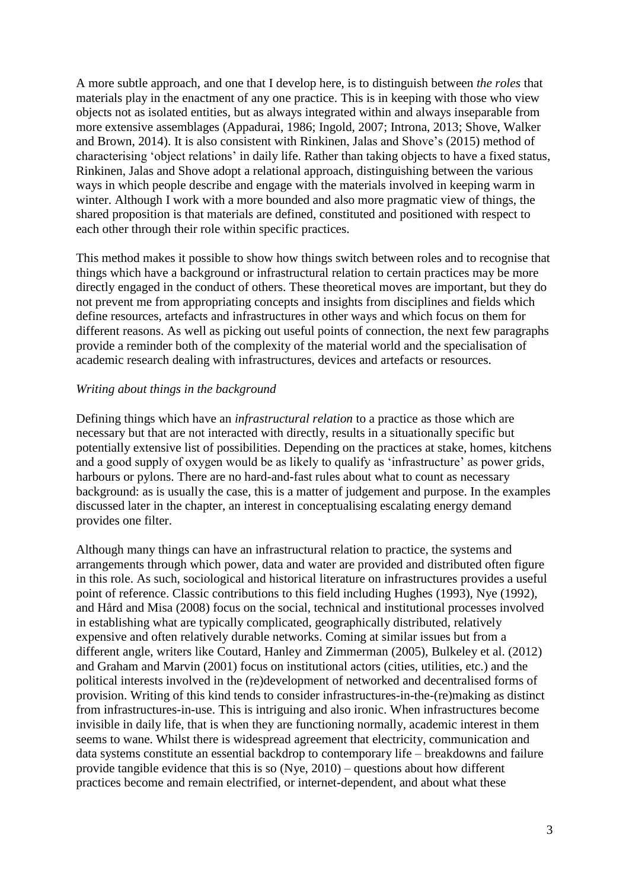A more subtle approach, and one that I develop here, is to distinguish between *the roles* that materials play in the enactment of any one practice. This is in keeping with those who view objects not as isolated entities, but as always integrated within and always inseparable from more extensive assemblages (Appadurai, 1986; Ingold, 2007; Introna, 2013; Shove, Walker and Brown, 2014). It is also consistent with Rinkinen, Jalas and Shove's (2015) method of characterising 'object relations' in daily life. Rather than taking objects to have a fixed status, Rinkinen, Jalas and Shove adopt a relational approach, distinguishing between the various ways in which people describe and engage with the materials involved in keeping warm in winter. Although I work with a more bounded and also more pragmatic view of things, the shared proposition is that materials are defined, constituted and positioned with respect to each other through their role within specific practices.

This method makes it possible to show how things switch between roles and to recognise that things which have a background or infrastructural relation to certain practices may be more directly engaged in the conduct of others. These theoretical moves are important, but they do not prevent me from appropriating concepts and insights from disciplines and fields which define resources, artefacts and infrastructures in other ways and which focus on them for different reasons. As well as picking out useful points of connection, the next few paragraphs provide a reminder both of the complexity of the material world and the specialisation of academic research dealing with infrastructures, devices and artefacts or resources.

*Writing about things in the background*

Defining things which have an *infrastructural relation* to a practice as those which are necessary but that are not interacted with directly, results in a situationally specific but potentially extensive list of possibilities. Depending on the practices at stake, homes, kitchens and a good supply of oxygen would be as likely to qualify as 'infrastructure' as power grids, harbours or pylons. There are no hard-and-fast rules about what to count as necessary background: as is usually the case, this is a matter of judgement and purpose. In the examples discussed later in the chapter, an interest in conceptualising escalating energy demand provides one filter.

Although many things can have an infrastructural relation to practice, the systems and arrangements through which power, data and water are provided and distributed often figure in this role. As such, sociological and historical literature on infrastructures provides a useful point of reference. Classic contributions to this field including Hughes (1993), Nye (1992), and Hård and Misa (2008) focus on the social, technical and institutional processes involved in establishing what are typically complicated, geographically distributed, relatively expensive and often relatively durable networks. Coming at similar issues but from a different angle, writers like Coutard, Hanley and Zimmerman (2005), Bulkeley et al. (2012) and Graham and Marvin (2001) focus on institutional actors (cities, utilities, etc.) and the political interests involved in the (re)development of networked and decentralised forms of provision. Writing of this kind tends to consider infrastructures-in-the-(re)making as distinct from infrastructures-in-use. This is intriguing and also ironic. When infrastructures become invisible in daily life, that is when they are functioning normally, academic interest in them seems to wane. Whilst there is widespread agreement that electricity, communication and data systems constitute an essential backdrop to contemporary life – breakdowns and failure provide tangible evidence that this is so (Nye, 2010) – questions about how different practices become and remain electrified, or internet-dependent, and about what these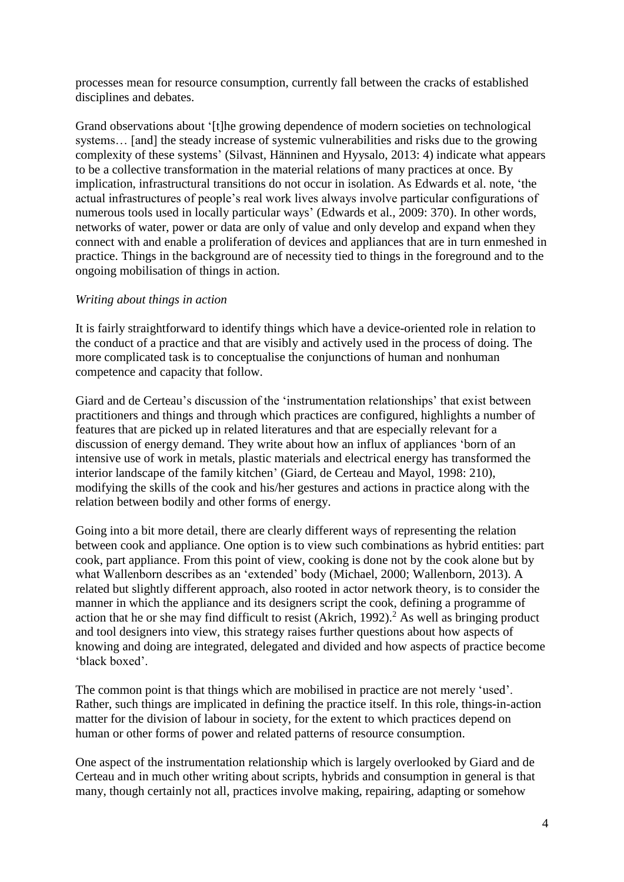processes mean for resource consumption, currently fall between the cracks of established disciplines and debates.

Grand observations about '[t]he growing dependence of modern societies on technological systems… [and] the steady increase of systemic vulnerabilities and risks due to the growing complexity of these systems' (Silvast, Hänninen and Hyysalo, 2013: 4) indicate what appears to be a collective transformation in the material relations of many practices at once. By implication, infrastructural transitions do not occur in isolation. As Edwards et al. note, 'the actual infrastructures of people's real work lives always involve particular configurations of numerous tools used in locally particular ways' (Edwards et al., 2009: 370). In other words, networks of water, power or data are only of value and only develop and expand when they connect with and enable a proliferation of devices and appliances that are in turn enmeshed in practice. Things in the background are of necessity tied to things in the foreground and to the ongoing mobilisation of things in action.

*Writing about things in action*

It is fairly straightforward to identify things which have a device-oriented role in relation to the conduct of a practice and that are visibly and actively used in the process of doing. The more complicated task is to conceptualise the conjunctions of human and nonhuman competence and capacity that follow.

Giard and de Certeau's discussion of the 'instrumentation relationships' that exist between practitioners and things and through which practices are configured, highlights a number of features that are picked up in related literatures and that are especially relevant for a discussion of energy demand. They write about how an influx of appliances 'born of an intensive use of work in metals, plastic materials and electrical energy has transformed the interior landscape of the family kitchen' (Giard, de Certeau and Mayol, 1998: 210), modifying the skills of the cook and his/her gestures and actions in practice along with the relation between bodily and other forms of energy.

Going into a bit more detail, there are clearly different ways of representing the relation between cook and appliance. One option is to view such combinations as hybrid entities: part cook, part appliance. From this point of view, cooking is done not by the cook alone but by what Wallenborn describes as an 'extended' body (Michael, 2000; Wallenborn, 2013). A related but slightly different approach, also rooted in actor network theory, is to consider the manner in which the appliance and its designers script the cook, defining a programme of action that he or she may find difficult to resist (Akrich, 1992).[2] As well as bringing product and tool designers into view, this strategy raises further questions about how aspects of knowing and doing are integrated, delegated and divided and how aspects of practice become 'black boxed'.

The common point is that things which are mobilised in practice are not merely 'used'. Rather, such things are implicated in defining the practice itself. In this role, things-in-action matter for the division of labour in society, for the extent to which practices depend on human or other forms of power and related patterns of resource consumption.

One aspect of the instrumentation relationship which is largely overlooked by Giard and de Certeau and in much other writing about scripts, hybrids and consumption in general is that many, though certainly not all, practices involve making, repairing, adapting or somehow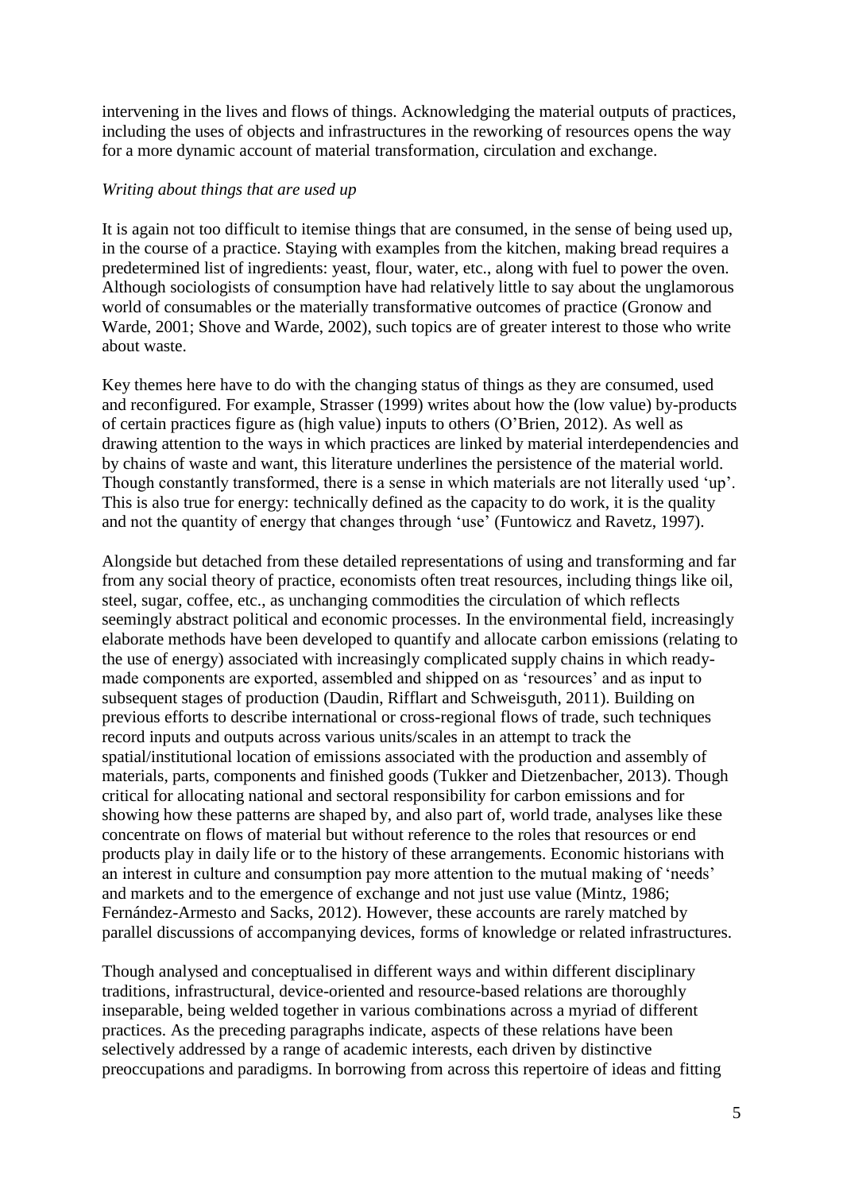intervening in the lives and flows of things. Acknowledging the material outputs of practices, including the uses of objects and infrastructures in the reworking of resources opens the way for a more dynamic account of material transformation, circulation and exchange.

*Writing about things that are used up*

It is again not too difficult to itemise things that are consumed, in the sense of being used up, in the course of a practice. Staying with examples from the kitchen, making bread requires a predetermined list of ingredients: yeast, flour, water, etc., along with fuel to power the oven. Although sociologists of consumption have had relatively little to say about the unglamorous world of consumables or the materially transformative outcomes of practice (Gronow and Warde, 2001; Shove and Warde, 2002), such topics are of greater interest to those who write about waste.

Key themes here have to do with the changing status of things as they are consumed, used and reconfigured. For example, Strasser (1999) writes about how the (low value) by-products of certain practices figure as (high value) inputs to others (O'Brien, 2012). As well as drawing attention to the ways in which practices are linked by material interdependencies and by chains of waste and want, this literature underlines the persistence of the material world. Though constantly transformed, there is a sense in which materials are not literally used 'up'. This is also true for energy: technically defined as the capacity to do work, it is the quality and not the quantity of energy that changes through 'use' (Funtowicz and Ravetz, 1997).

Alongside but detached from these detailed representations of using and transforming and far from any social theory of practice, economists often treat resources, including things like oil, steel, sugar, coffee, etc., as unchanging commodities the circulation of which reflects seemingly abstract political and economic processes. In the environmental field, increasingly elaborate methods have been developed to quantify and allocate carbon emissions (relating to the use of energy) associated with increasingly complicated supply chains in which ready-made components are exported, assembled and shipped on as 'resources' and as input to subsequent stages of production (Daudin, Rifflart and Schweisguth, 2011). Building on previous efforts to describe international or cross-regional flows of trade, such techniques record inputs and outputs across various units/scales in an attempt to track the spatial/institutional location of emissions associated with the production and assembly of materials, parts, components and finished goods (Tukker and Dietzenbacher, 2013). Though critical for allocating national and sectoral responsibility for carbon emissions and for showing how these patterns are shaped by, and also part of, world trade, analyses like these concentrate on flows of material but without reference to the roles that resources or end products play in daily life or to the history of these arrangements. Economic historians with an interest in culture and consumption pay more attention to the mutual making of 'needs' and markets and to the emergence of exchange and not just use value (Mintz, 1986; Fernández-Armesto and Sacks, 2012). However, these accounts are rarely matched by parallel discussions of accompanying devices, forms of knowledge or related infrastructures.

Though analysed and conceptualised in different ways and within different disciplinary traditions, infrastructural, device-oriented and resource-based relations are thoroughly inseparable, being welded together in various combinations across a myriad of different practices. As the preceding paragraphs indicate, aspects of these relations have been selectively addressed by a range of academic interests, each driven by distinctive preoccupations and paradigms. In borrowing from across this repertoire of ideas and fitting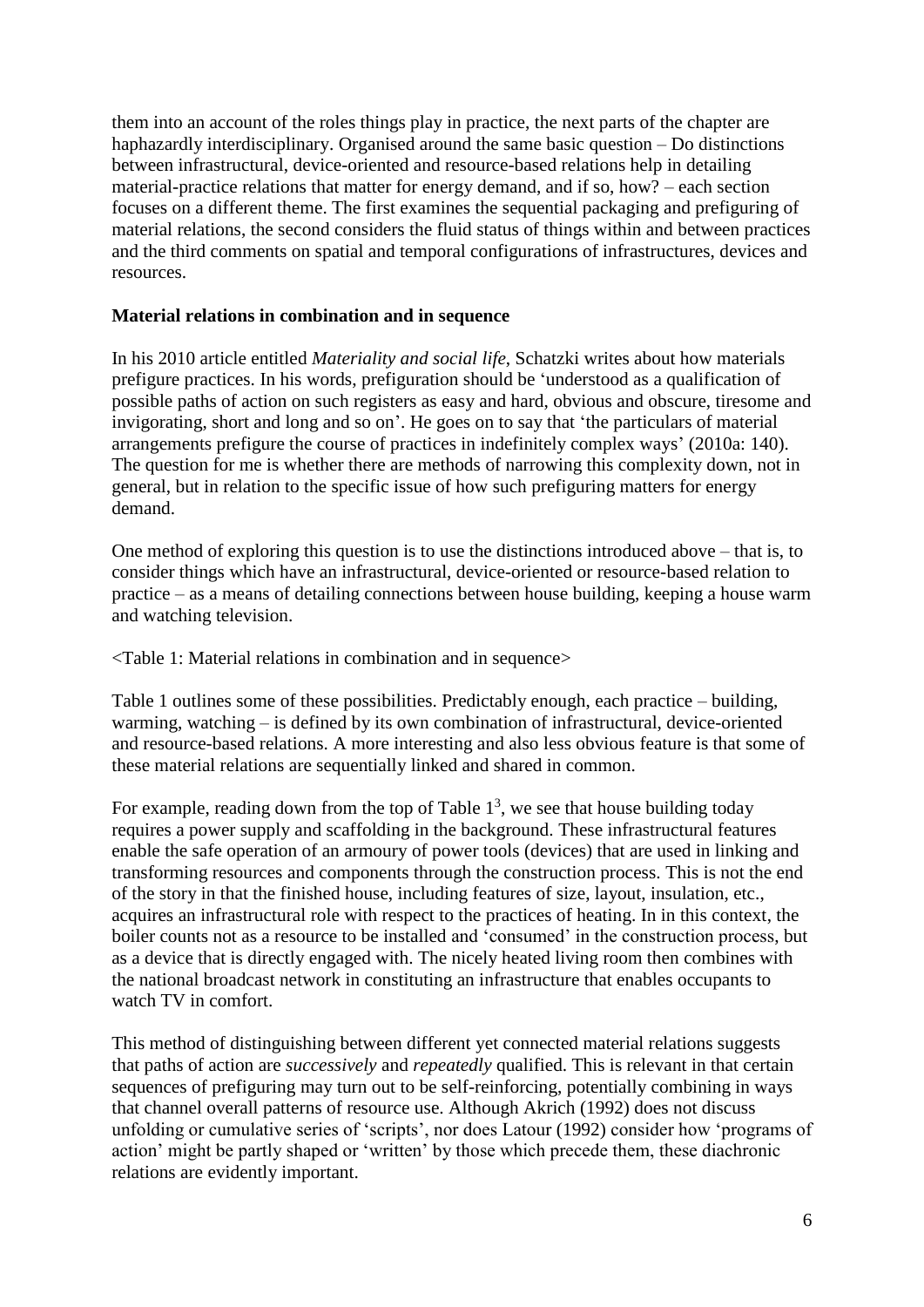them into an account of the roles things play in practice, the next parts of the chapter are haphazardly interdisciplinary. Organised around the same basic question – Do distinctions between infrastructural, device-oriented and resource-based relations help in detailing material-practice relations that matter for energy demand, and if so, how? – each section focuses on a different theme. The first examines the sequential packaging and prefiguring of material relations, the second considers the fluid status of things within and between practices and the third comments on spatial and temporal configurations of infrastructures, devices and resources.

**Material relations in combination and in sequence**

In his 2010 article entitled *Materiality and social life*, Schatzki writes about how materials prefigure practices. In his words, prefiguration should be 'understood as a qualification of possible paths of action on such registers as easy and hard, obvious and obscure, tiresome and invigorating, short and long and so on'. He goes on to say that 'the particulars of material arrangements prefigure the course of practices in indefinitely complex ways' (2010a: 140). The question for me is whether there are methods of narrowing this complexity down, not in general, but in relation to the specific issue of how such prefiguring matters for energy demand.

One method of exploring this question is to use the distinctions introduced above – that is, to consider things which have an infrastructural, device-oriented or resource-based relation to practice – as a means of detailing connections between house building, keeping a house warm and watching television.

<Table 1: Material relations in combination and in sequence>

Table 1 outlines some of these possibilities. Predictably enough, each practice – building, warming, watching – is defined by its own combination of infrastructural, device-oriented and resource-based relations. A more interesting and also less obvious feature is that some of these material relations are sequentially linked and shared in common.

For example, reading down from the top of Table 1[3], we see that house building today requires a power supply and scaffolding in the background. These infrastructural features enable the safe operation of an armoury of power tools (devices) that are used in linking and transforming resources and components through the construction process. This is not the end of the story in that the finished house, including features of size, layout, insulation, etc., acquires an infrastructural role with respect to the practices of heating. In in this context, the boiler counts not as a resource to be installed and 'consumed' in the construction process, but as a device that is directly engaged with. The nicely heated living room then combines with the national broadcast network in constituting an infrastructure that enables occupants to watch TV in comfort.

This method of distinguishing between different yet connected material relations suggests that paths of action are *successively* and *repeatedly* qualified. This is relevant in that certain sequences of prefiguring may turn out to be self-reinforcing, potentially combining in ways that channel overall patterns of resource use. Although Akrich (1992) does not discuss unfolding or cumulative series of 'scripts', nor does Latour (1992) consider how 'programs of action' might be partly shaped or 'written' by those which precede them, these diachronic relations are evidently important.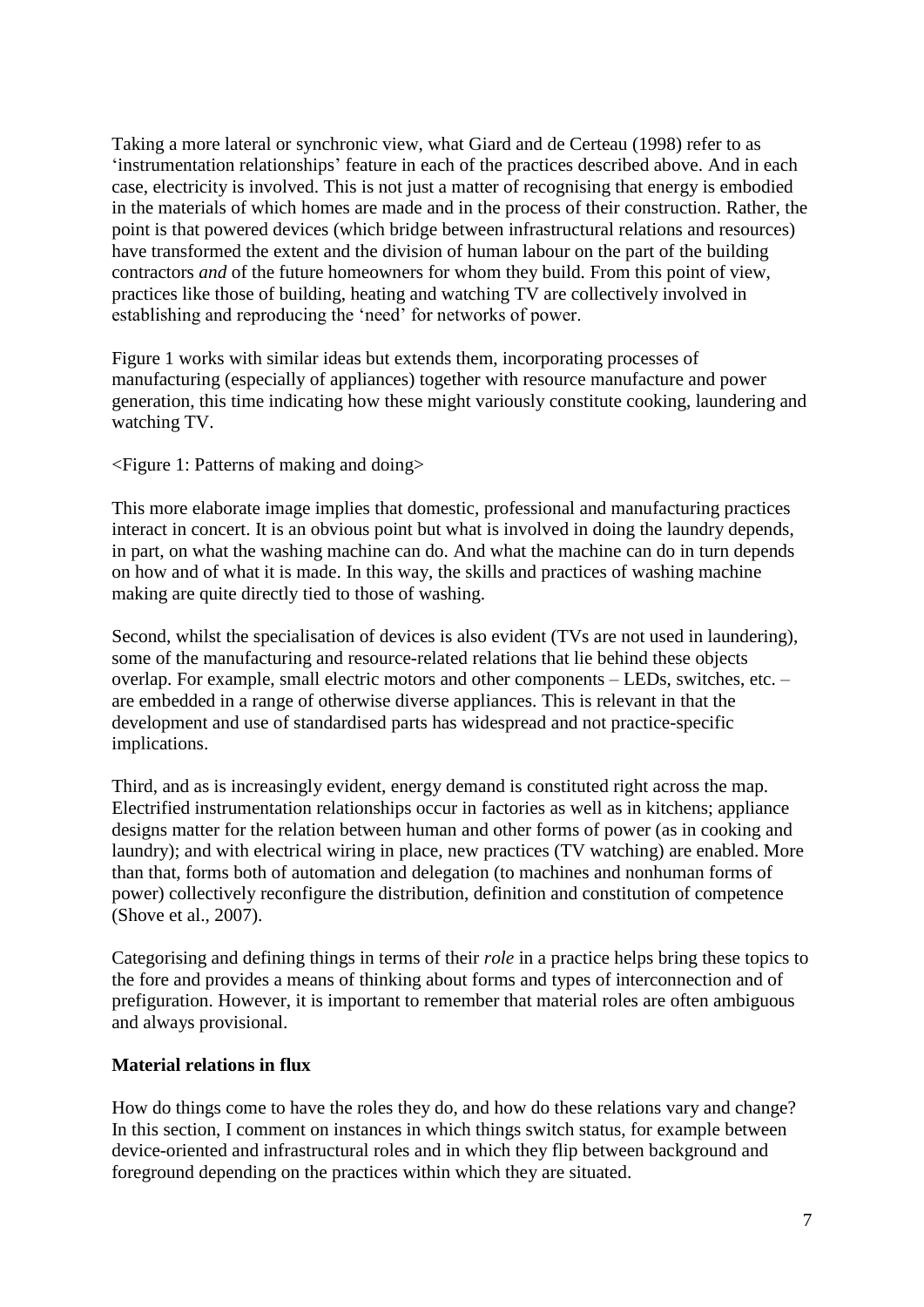Taking a more lateral or synchronic view, what Giard and de Certeau (1998) refer to as 'instrumentation relationships' feature in each of the practices described above. And in each case, electricity is involved. This is not just a matter of recognising that energy is embodied in the materials of which homes are made and in the process of their construction. Rather, the point is that powered devices (which bridge between infrastructural relations and resources) have transformed the extent and the division of human labour on the part of the building contractors *and* of the future homeowners for whom they build. From this point of view, practices like those of building, heating and watching TV are collectively involved in establishing and reproducing the 'need' for networks of power.

Figure 1 works with similar ideas but extends them, incorporating processes of manufacturing (especially of appliances) together with resource manufacture and power generation, this time indicating how these might variously constitute cooking, laundering and watching TV.

<Figure 1: Patterns of making and doing>

This more elaborate image implies that domestic, professional and manufacturing practices interact in concert. It is an obvious point but what is involved in doing the laundry depends, in part, on what the washing machine can do. And what the machine can do in turn depends on how and of what it is made. In this way, the skills and practices of washing machine making are quite directly tied to those of washing.

Second, whilst the specialisation of devices is also evident (TVs are not used in laundering), some of the manufacturing and resource-related relations that lie behind these objects overlap. For example, small electric motors and other components – LEDs, switches, etc. – are embedded in a range of otherwise diverse appliances. This is relevant in that the development and use of standardised parts has widespread and not practice-specific implications.

Third, and as is increasingly evident, energy demand is constituted right across the map. Electrified instrumentation relationships occur in factories as well as in kitchens; appliance designs matter for the relation between human and other forms of power (as in cooking and laundry); and with electrical wiring in place, new practices (TV watching) are enabled. More than that, forms both of automation and delegation (to machines and nonhuman forms of power) collectively reconfigure the distribution, definition and constitution of competence (Shove et al., 2007).

Categorising and defining things in terms of their *role* in a practice helps bring these topics to the fore and provides a means of thinking about forms and types of interconnection and of prefiguration. However, it is important to remember that material roles are often ambiguous and always provisional.

**Material relations in flux**

How do things come to have the roles they do, and how do these relations vary and change? In this section, I comment on instances in which things switch status, for example between device-oriented and infrastructural roles and in which they flip between background and foreground depending on the practices within which they are situated.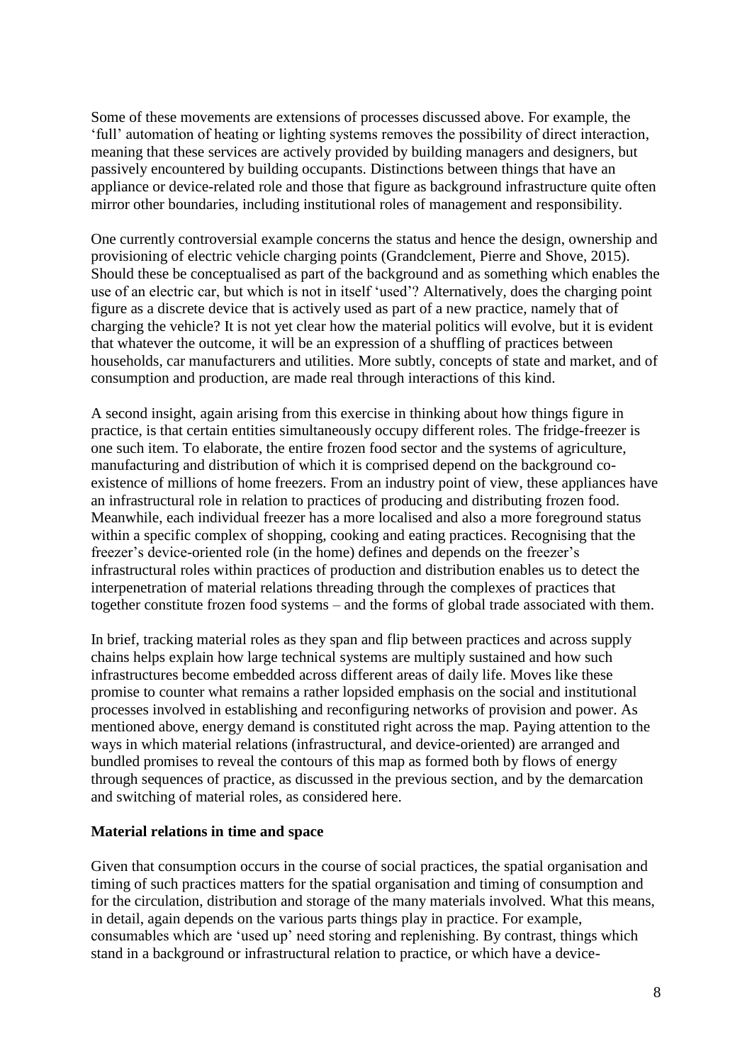Some of these movements are extensions of processes discussed above. For example, the 'full' automation of heating or lighting systems removes the possibility of direct interaction, meaning that these services are actively provided by building managers and designers, but passively encountered by building occupants. Distinctions between things that have an appliance or device-related role and those that figure as background infrastructure quite often mirror other boundaries, including institutional roles of management and responsibility.

One currently controversial example concerns the status and hence the design, ownership and provisioning of electric vehicle charging points (Grandclement, Pierre and Shove, 2015). Should these be conceptualised as part of the background and as something which enables the use of an electric car, but which is not in itself 'used'? Alternatively, does the charging point figure as a discrete device that is actively used as part of a new practice, namely that of charging the vehicle? It is not yet clear how the material politics will evolve, but it is evident that whatever the outcome, it will be an expression of a shuffling of practices between households, car manufacturers and utilities. More subtly, concepts of state and market, and of consumption and production, are made real through interactions of this kind.

A second insight, again arising from this exercise in thinking about how things figure in practice, is that certain entities simultaneously occupy different roles. The fridge-freezer is one such item. To elaborate, the entire frozen food sector and the systems of agriculture, manufacturing and distribution of which it is comprised depend on the background co-existence of millions of home freezers. From an industry point of view, these appliances have an infrastructural role in relation to practices of producing and distributing frozen food. Meanwhile, each individual freezer has a more localised and also a more foreground status within a specific complex of shopping, cooking and eating practices. Recognising that the freezer's device-oriented role (in the home) defines and depends on the freezer's infrastructural roles within practices of production and distribution enables us to detect the interpenetration of material relations threading through the complexes of practices that together constitute frozen food systems – and the forms of global trade associated with them.

In brief, tracking material roles as they span and flip between practices and across supply chains helps explain how large technical systems are multiply sustained and how such infrastructures become embedded across different areas of daily life. Moves like these promise to counter what remains a rather lopsided emphasis on the social and institutional processes involved in establishing and reconfiguring networks of provision and power. As mentioned above, energy demand is constituted right across the map. Paying attention to the ways in which material relations (infrastructural, and device-oriented) are arranged and bundled promises to reveal the contours of this map as formed both by flows of energy through sequences of practice, as discussed in the previous section, and by the demarcation and switching of material roles, as considered here.

**Material relations in time and space**

Given that consumption occurs in the course of social practices, the spatial organisation and timing of such practices matters for the spatial organisation and timing of consumption and for the circulation, distribution and storage of the many materials involved. What this means, in detail, again depends on the various parts things play in practice. For example, consumables which are 'used up' need storing and replenishing. By contrast, things which stand in a background or infrastructural relation to practice, or which have a device-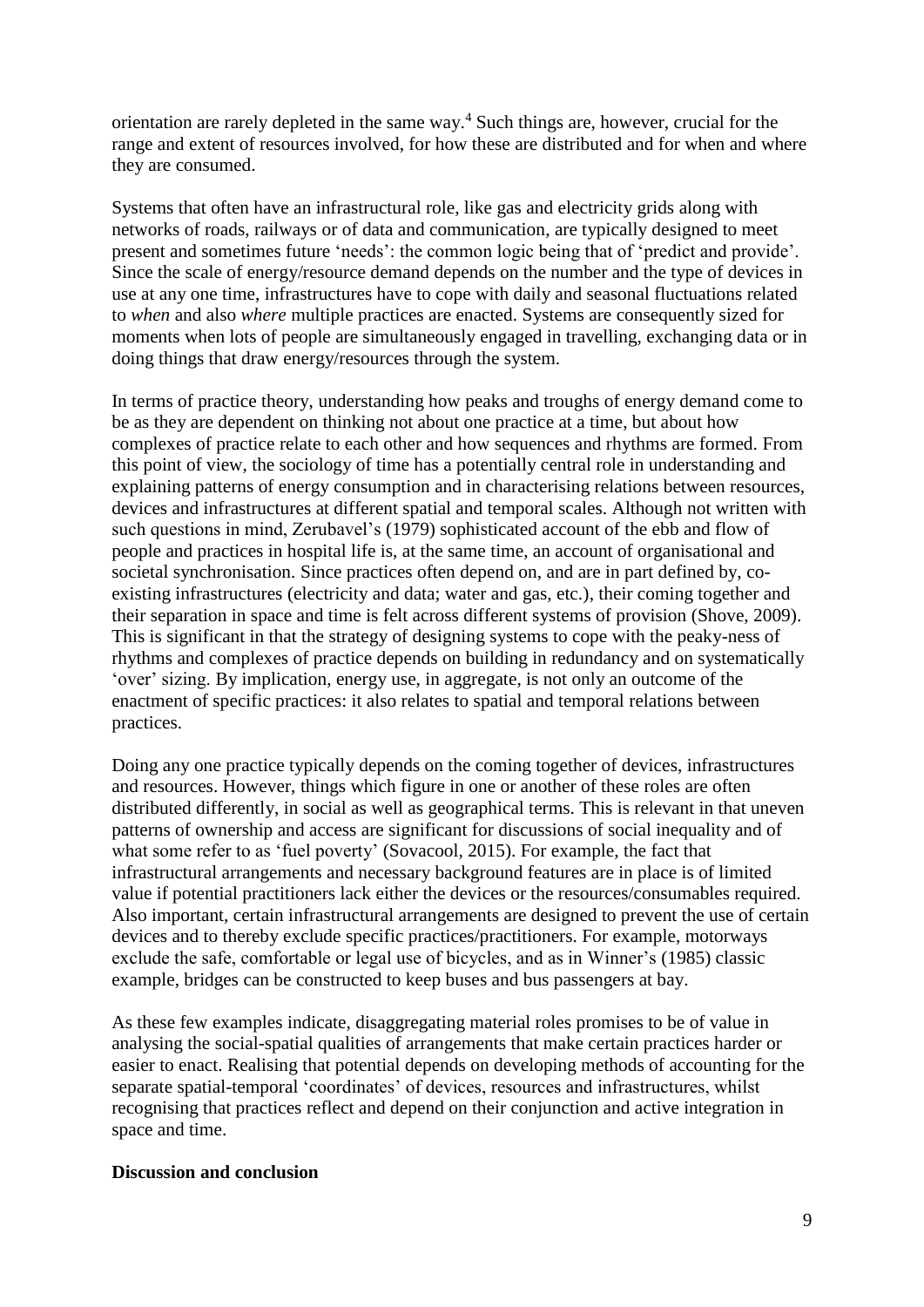orientation are rarely depleted in the same way.[4] Such things are, however, crucial for the range and extent of resources involved, for how these are distributed and for when and where they are consumed.

Systems that often have an infrastructural role, like gas and electricity grids along with networks of roads, railways or of data and communication, are typically designed to meet present and sometimes future 'needs': the common logic being that of 'predict and provide'. Since the scale of energy/resource demand depends on the number and the type of devices in use at any one time, infrastructures have to cope with daily and seasonal fluctuations related to *when* and also *where* multiple practices are enacted. Systems are consequently sized for moments when lots of people are simultaneously engaged in travelling, exchanging data or in doing things that draw energy/resources through the system.

In terms of practice theory, understanding how peaks and troughs of energy demand come to be as they are dependent on thinking not about one practice at a time, but about how complexes of practice relate to each other and how sequences and rhythms are formed. From this point of view, the sociology of time has a potentially central role in understanding and explaining patterns of energy consumption and in characterising relations between resources, devices and infrastructures at different spatial and temporal scales. Although not written with such questions in mind, Zerubavel's (1979) sophisticated account of the ebb and flow of people and practices in hospital life is, at the same time, an account of organisational and societal synchronisation. Since practices often depend on, and are in part defined by, co-existing infrastructures (electricity and data; water and gas, etc.), their coming together and their separation in space and time is felt across different systems of provision (Shove, 2009). This is significant in that the strategy of designing systems to cope with the peaky-ness of rhythms and complexes of practice depends on building in redundancy and on systematically 'over' sizing. By implication, energy use, in aggregate, is not only an outcome of the enactment of specific practices: it also relates to spatial and temporal relations between practices.

Doing any one practice typically depends on the coming together of devices, infrastructures and resources. However, things which figure in one or another of these roles are often distributed differently, in social as well as geographical terms. This is relevant in that uneven patterns of ownership and access are significant for discussions of social inequality and of what some refer to as 'fuel poverty' (Sovacool, 2015). For example, the fact that infrastructural arrangements and necessary background features are in place is of limited value if potential practitioners lack either the devices or the resources/consumables required. Also important, certain infrastructural arrangements are designed to prevent the use of certain devices and to thereby exclude specific practices/practitioners. For example, motorways exclude the safe, comfortable or legal use of bicycles, and as in Winner's (1985) classic example, bridges can be constructed to keep buses and bus passengers at bay.

As these few examples indicate, disaggregating material roles promises to be of value in analysing the social-spatial qualities of arrangements that make certain practices harder or easier to enact. Realising that potential depends on developing methods of accounting for the separate spatial-temporal 'coordinates' of devices, resources and infrastructures, whilst recognising that practices reflect and depend on their conjunction and active integration in space and time.

## Discussion and conclusion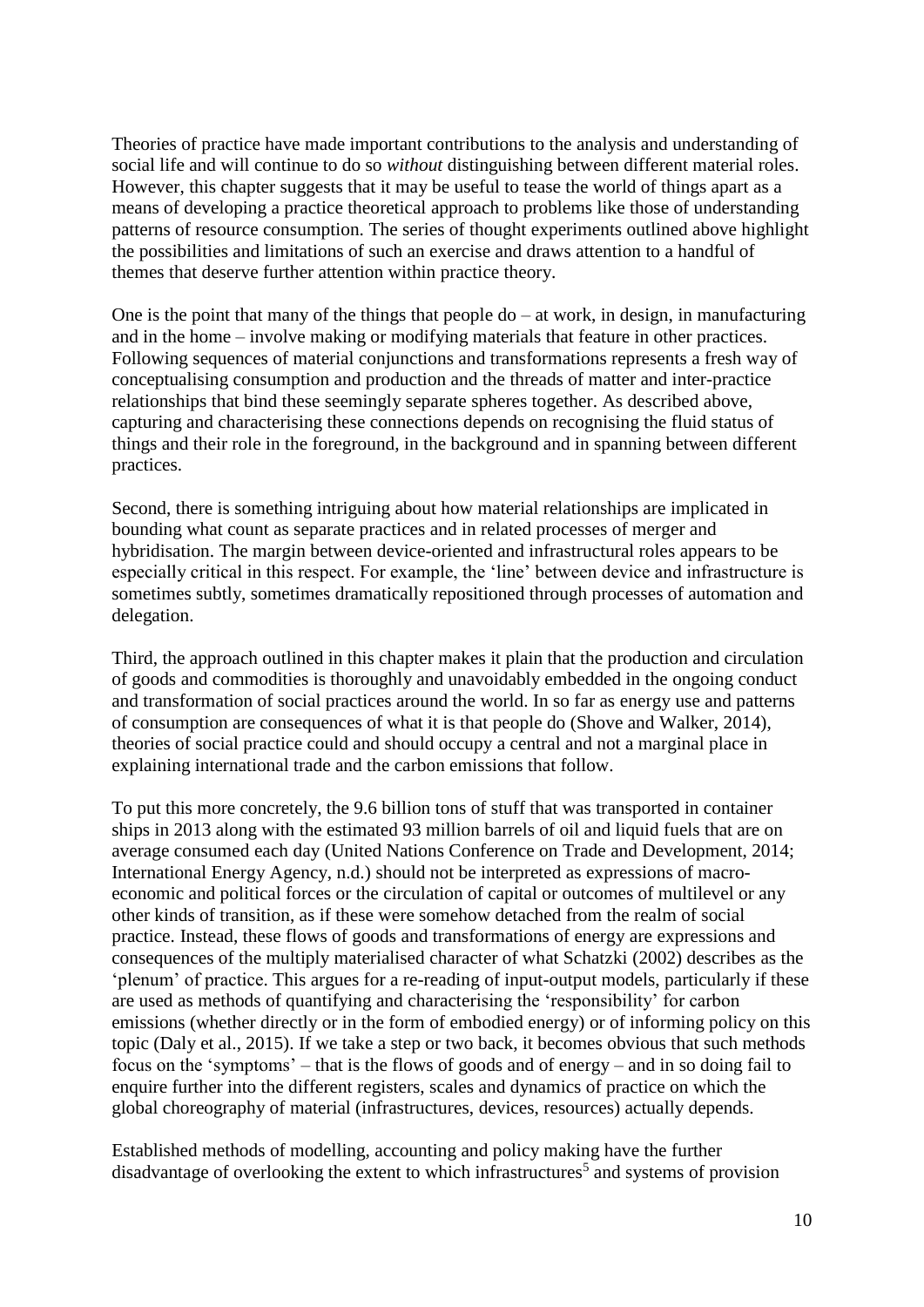Theories of practice have made important contributions to the analysis and understanding of social life and will continue to do so *without* distinguishing between different material roles. However, this chapter suggests that it may be useful to tease the world of things apart as a means of developing a practice theoretical approach to problems like those of understanding patterns of resource consumption. The series of thought experiments outlined above highlight the possibilities and limitations of such an exercise and draws attention to a handful of themes that deserve further attention within practice theory.

One is the point that many of the things that people do – at work, in design, in manufacturing and in the home – involve making or modifying materials that feature in other practices. Following sequences of material conjunctions and transformations represents a fresh way of conceptualising consumption and production and the threads of matter and inter-practice relationships that bind these seemingly separate spheres together. As described above, capturing and characterising these connections depends on recognising the fluid status of things and their role in the foreground, in the background and in spanning between different practices.

Second, there is something intriguing about how material relationships are implicated in bounding what count as separate practices and in related processes of merger and hybridisation. The margin between device-oriented and infrastructural roles appears to be especially critical in this respect. For example, the 'line' between device and infrastructure is sometimes subtly, sometimes dramatically repositioned through processes of automation and delegation.

Third, the approach outlined in this chapter makes it plain that the production and circulation of goods and commodities is thoroughly and unavoidably embedded in the ongoing conduct and transformation of social practices around the world. In so far as energy use and patterns of consumption are consequences of what it is that people do (Shove and Walker, 2014), theories of social practice could and should occupy a central and not a marginal place in explaining international trade and the carbon emissions that follow.

To put this more concretely, the 9.6 billion tons of stuff that was transported in container ships in 2013 along with the estimated 93 million barrels of oil and liquid fuels that are on average consumed each day (United Nations Conference on Trade and Development, 2014; International Energy Agency, n.d.) should not be interpreted as expressions of macro-economic and political forces or the circulation of capital or outcomes of multilevel or any other kinds of transition, as if these were somehow detached from the realm of social practice. Instead, these flows of goods and transformations of energy are expressions and consequences of the multiply materialised character of what Schatzki (2002) describes as the 'plenum' of practice. This argues for a re-reading of input-output models, particularly if these are used as methods of quantifying and characterising the 'responsibility' for carbon emissions (whether directly or in the form of embodied energy) or of informing policy on this topic (Daly et al., 2015). If we take a step or two back, it becomes obvious that such methods focus on the 'symptoms' – that is the flows of goods and of energy – and in so doing fail to enquire further into the different registers, scales and dynamics of practice on which the global choreography of material (infrastructures, devices, resources) actually depends.

Established methods of modelling, accounting and policy making have the further disadvantage of overlooking the extent to which infrastructures[5] and systems of provision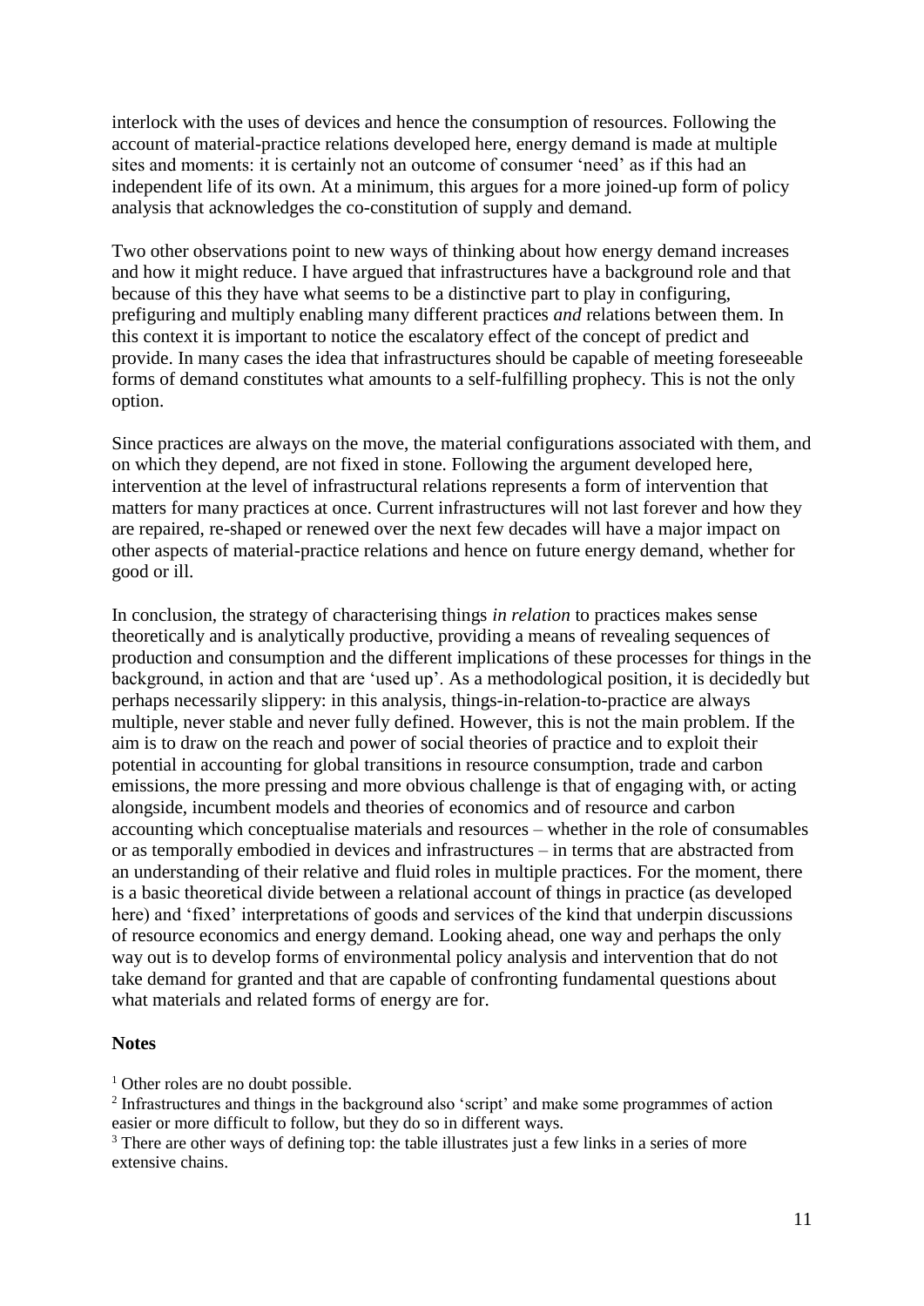interlock with the uses of devices and hence the consumption of resources. Following the account of material-practice relations developed here, energy demand is made at multiple sites and moments: it is certainly not an outcome of consumer 'need' as if this had an independent life of its own. At a minimum, this argues for a more joined-up form of policy analysis that acknowledges the co-constitution of supply and demand.

Two other observations point to new ways of thinking about how energy demand increases and how it might reduce. I have argued that infrastructures have a background role and that because of this they have what seems to be a distinctive part to play in configuring, prefiguring and multiply enabling many different practices *and* relations between them. In this context it is important to notice the escalatory effect of the concept of predict and provide. In many cases the idea that infrastructures should be capable of meeting foreseeable forms of demand constitutes what amounts to a self-fulfilling prophecy. This is not the only option.

Since practices are always on the move, the material configurations associated with them, and on which they depend, are not fixed in stone. Following the argument developed here, intervention at the level of infrastructural relations represents a form of intervention that matters for many practices at once. Current infrastructures will not last forever and how they are repaired, re-shaped or renewed over the next few decades will have a major impact on other aspects of material-practice relations and hence on future energy demand, whether for good or ill.

In conclusion, the strategy of characterising things *in relation* to practices makes sense theoretically and is analytically productive, providing a means of revealing sequences of production and consumption and the different implications of these processes for things in the background, in action and that are 'used up'. As a methodological position, it is decidedly but perhaps necessarily slippery: in this analysis, things-in-relation-to-practice are always multiple, never stable and never fully defined. However, this is not the main problem. If the aim is to draw on the reach and power of social theories of practice and to exploit their potential in accounting for global transitions in resource consumption, trade and carbon emissions, the more pressing and more obvious challenge is that of engaging with, or acting alongside, incumbent models and theories of economics and of resource and carbon accounting which conceptualise materials and resources – whether in the role of consumables or as temporally embodied in devices and infrastructures – in terms that are abstracted from an understanding of their relative and fluid roles in multiple practices. For the moment, there is a basic theoretical divide between a relational account of things in practice (as developed here) and 'fixed' interpretations of goods and services of the kind that underpin discussions of resource economics and energy demand. Looking ahead, one way and perhaps the only way out is to develop forms of environmental policy analysis and intervention that do not take demand for granted and that are capable of confronting fundamental questions about what materials and related forms of energy are for.

**Notes**

[1] Other roles are no doubt possible.

[2] Infrastructures and things in the background also 'script' and make some programmes of action easier or more difficult to follow, but they do so in different ways.

[3] There are other ways of defining top: the table illustrates just a few links in a series of more extensive chains.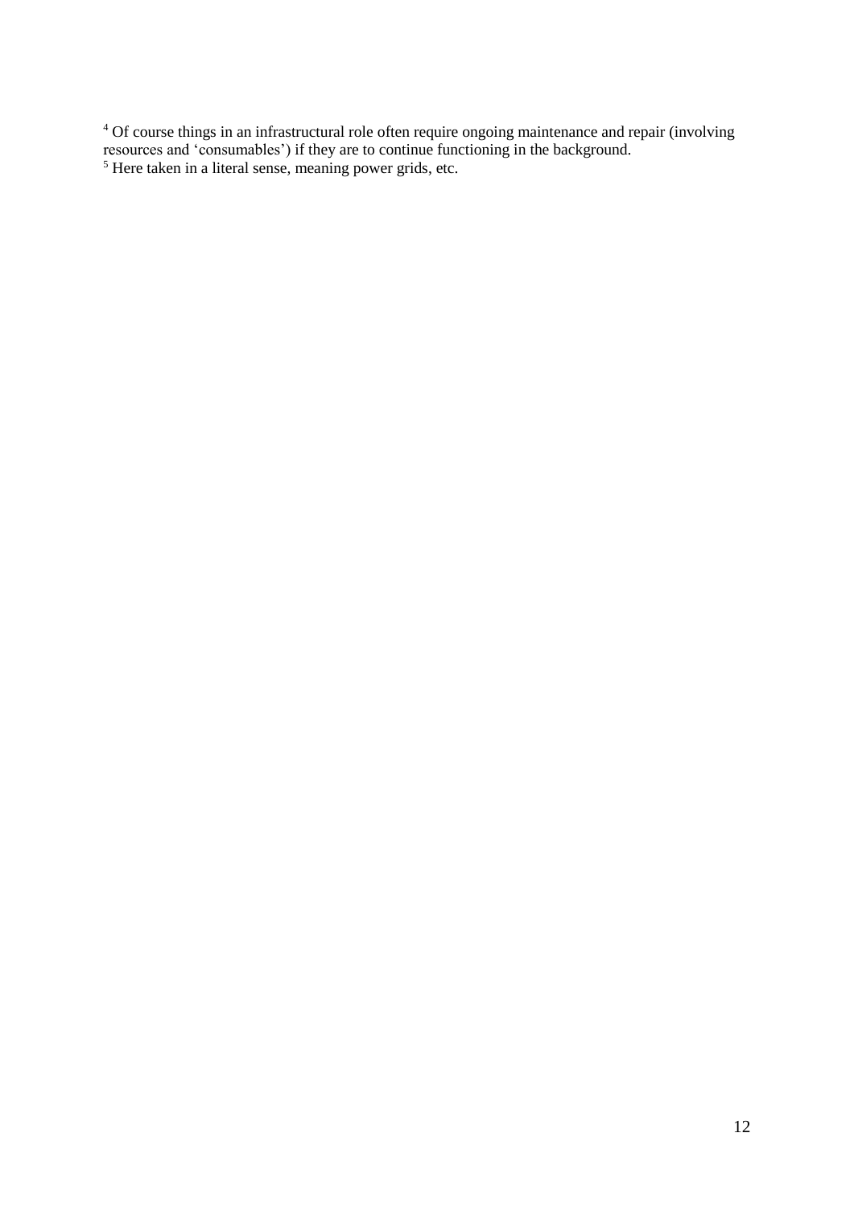[4] Of course things in an infrastructural role often require ongoing maintenance and repair (involving resources and 'consumables') if they are to continue functioning in the background.

[5] Here taken in a literal sense, meaning power grids, etc.